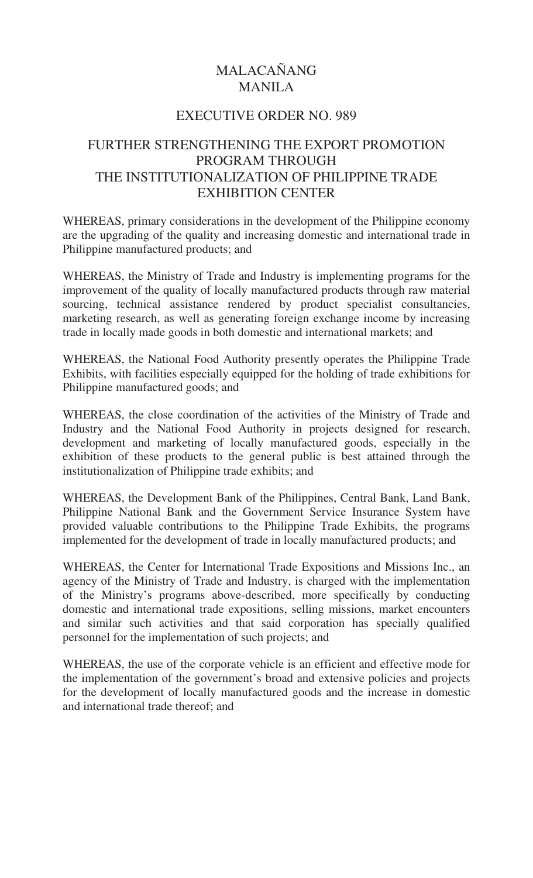# MALACAÑANG
# MANILA

## EXECUTIVE ORDER NO. 989

## FURTHER STRENGTHENING THE EXPORT PROMOTION PROGRAM THROUGH THE INSTITUTIONALIZATION OF PHILIPPINE TRADE EXHIBITION CENTER

WHEREAS, primary considerations in the development of the Philippine economy are the upgrading of the quality and increasing domestic and international trade in Philippine manufactured products; and

WHEREAS, the Ministry of Trade and Industry is implementing programs for the improvement of the quality of locally manufactured products through raw material sourcing, technical assistance rendered by product specialist consultancies, marketing research, as well as generating foreign exchange income by increasing trade in locally made goods in both domestic and international markets; and

WHEREAS, the National Food Authority presently operates the Philippine Trade Exhibits, with facilities especially equipped for the holding of trade exhibitions for Philippine manufactured goods; and

WHEREAS, the close coordination of the activities of the Ministry of Trade and Industry and the National Food Authority in projects designed for research, development and marketing of locally manufactured goods, especially in the exhibition of these products to the general public is best attained through the institutionalization of Philippine trade exhibits; and

WHEREAS, the Development Bank of the Philippines, Central Bank, Land Bank, Philippine National Bank and the Government Service Insurance System have provided valuable contributions to the Philippine Trade Exhibits, the programs implemented for the development of trade in locally manufactured products; and

WHEREAS, the Center for International Trade Expositions and Missions Inc., an agency of the Ministry of Trade and Industry, is charged with the implementation of the Ministry's programs above-described, more specifically by conducting domestic and international trade expositions, selling missions, market encounters and similar such activities and that said corporation has specially qualified personnel for the implementation of such projects; and

WHEREAS, the use of the corporate vehicle is an efficient and effective mode for the implementation of the government's broad and extensive policies and projects for the development of locally manufactured goods and the increase in domestic and international trade thereof; and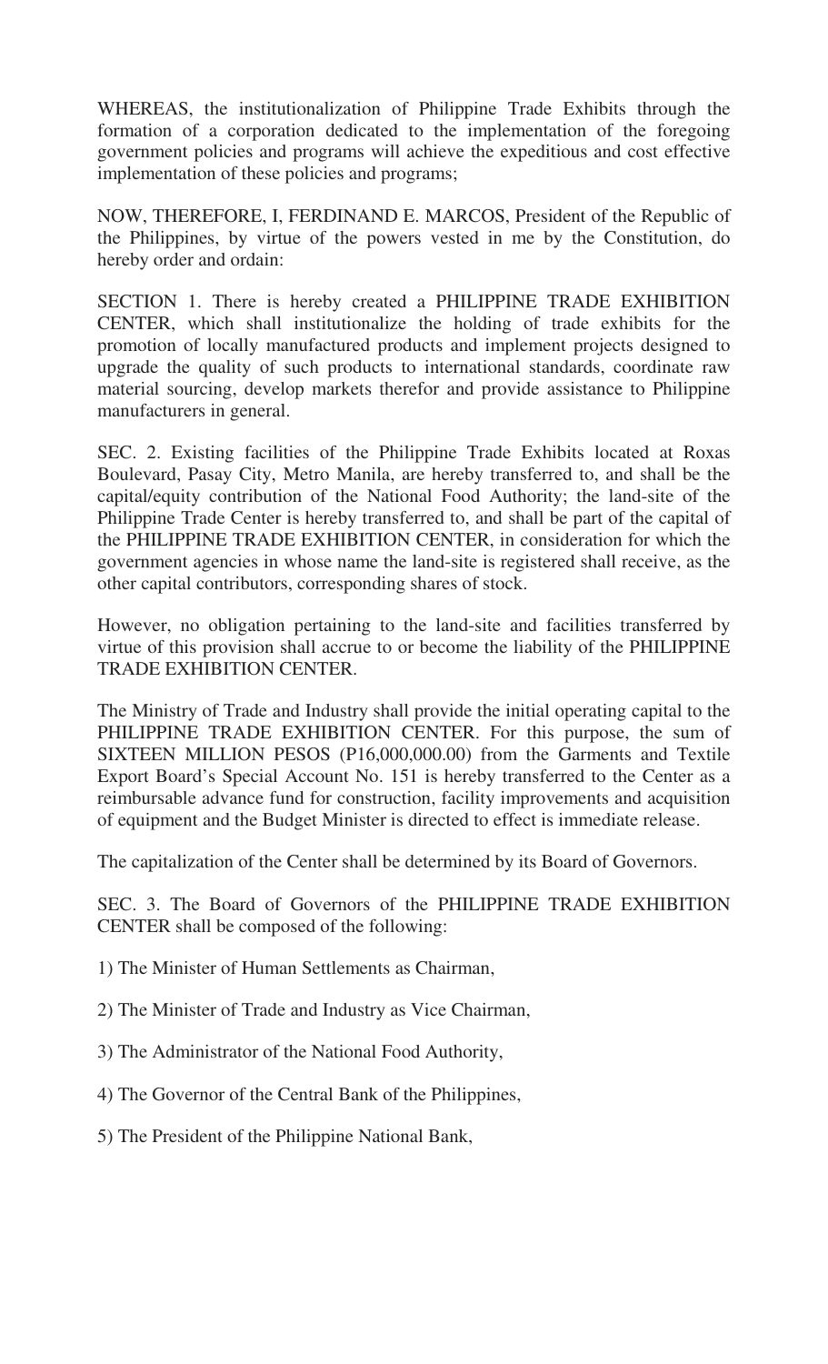WHEREAS, the institutionalization of Philippine Trade Exhibits through the formation of a corporation dedicated to the implementation of the foregoing government policies and programs will achieve the expeditious and cost effective implementation of these policies and programs;

NOW, THEREFORE, I, FERDINAND E. MARCOS, President of the Republic of the Philippines, by virtue of the powers vested in me by the Constitution, do hereby order and ordain:

SECTION 1. There is hereby created a PHILIPPINE TRADE EXHIBITION CENTER, which shall institutionalize the holding of trade exhibits for the promotion of locally manufactured products and implement projects designed to upgrade the quality of such products to international standards, coordinate raw material sourcing, develop markets therefor and provide assistance to Philippine manufacturers in general.

SEC. 2. Existing facilities of the Philippine Trade Exhibits located at Roxas Boulevard, Pasay City, Metro Manila, are hereby transferred to, and shall be the capital/equity contribution of the National Food Authority; the land-site of the Philippine Trade Center is hereby transferred to, and shall be part of the capital of the PHILIPPINE TRADE EXHIBITION CENTER, in consideration for which the government agencies in whose name the land-site is registered shall receive, as the other capital contributors, corresponding shares of stock.

However, no obligation pertaining to the land-site and facilities transferred by virtue of this provision shall accrue to or become the liability of the PHILIPPINE TRADE EXHIBITION CENTER.

The Ministry of Trade and Industry shall provide the initial operating capital to the PHILIPPINE TRADE EXHIBITION CENTER. For this purpose, the sum of SIXTEEN MILLION PESOS (P16,000,000.00) from the Garments and Textile Export Board's Special Account No. 151 is hereby transferred to the Center as a reimbursable advance fund for construction, facility improvements and acquisition of equipment and the Budget Minister is directed to effect is immediate release.

The capitalization of the Center shall be determined by its Board of Governors.

SEC. 3. The Board of Governors of the PHILIPPINE TRADE EXHIBITION CENTER shall be composed of the following:

1) The Minister of Human Settlements as Chairman,

2) The Minister of Trade and Industry as Vice Chairman,

3) The Administrator of the National Food Authority,

4) The Governor of the Central Bank of the Philippines,

5) The President of the Philippine National Bank,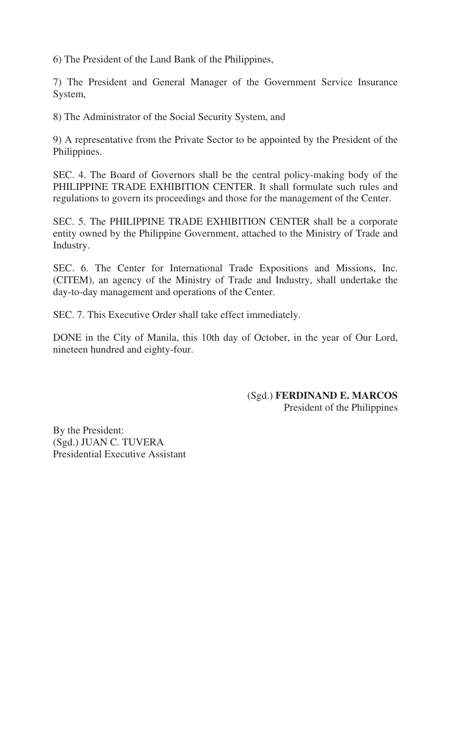6) The President of the Land Bank of the Philippines,

7) The President and General Manager of the Government Service Insurance System,

8) The Administrator of the Social Security System, and

9) A representative from the Private Sector to be appointed by the President of the Philippines.

SEC. 4. The Board of Governors shall be the central policy-making body of the PHILIPPINE TRADE EXHIBITION CENTER. It shall formulate such rules and regulations to govern its proceedings and those for the management of the Center.

SEC. 5. The PHILIPPINE TRADE EXHIBITION CENTER shall be a corporate entity owned by the Philippine Government, attached to the Ministry of Trade and Industry.

SEC. 6. The Center for International Trade Expositions and Missions, Inc. (CITEM), an agency of the Ministry of Trade and Industry, shall undertake the day-to-day management and operations of the Center.

SEC. 7. This Executive Order shall take effect immediately.

DONE in the City of Manila, this 10th day of October, in the year of Our Lord, nineteen hundred and eighty-four.

(Sgd.) **FERDINAND E. MARCOS**
President of the Philippines

By the President:
(Sgd.) JUAN C. TUVERA
Presidential Executive Assistant